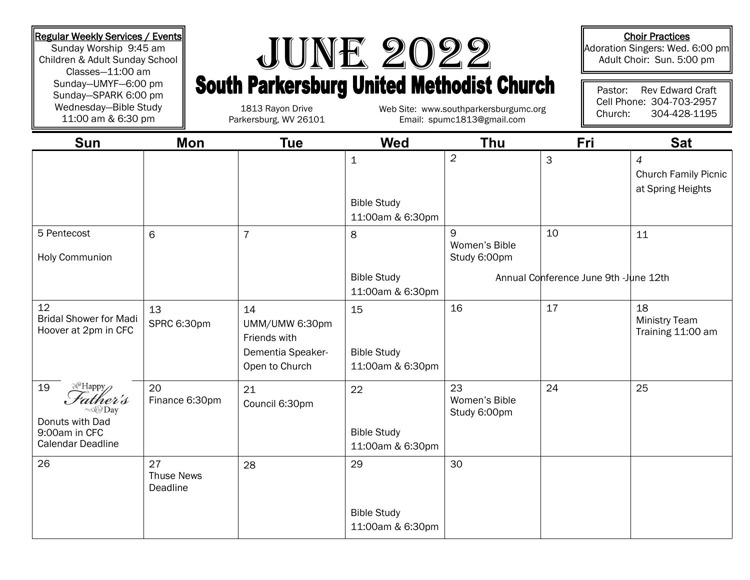# JUNE 2022

## South Parkersburg United Methodist Church

1813 Rayon Drive
Parkersburg, WV 26101

Web Site: www.southparkersburgumc.org
Email: spumc1813@gmail.com

**Regular Weekly Services / Events**
Sunday Worship 9:45 am
Children & Adult Sunday School Classes—11:00 am
Sunday—UMYF—6:00 pm
Sunday—SPARK 6:00 pm
Wednesday—Bible Study 11:00 am & 6:30 pm

**Choir Practices**
Adoration Singers: Wed. 6:00 pm
Adult Choir: Sun. 5:00 pm

Pastor: Rev Edward Craft
Cell Phone: 304-703-2957
Church: 304-428-1195

| Sun | Mon | Tue | Wed | Thu | Fri | Sat |
|---|---|---|---|---|---|---|
| | | | 1<br>Bible Study<br>11:00am & 6:30pm | 2 | 3 | 4<br>Church Family Picnic at Spring Heights |
| 5 Pentecost<br>Holy Communion | 6 | 7 | 8<br>Bible Study<br>11:00am & 6:30pm | 9<br>Women's Bible Study 6:00pm<br>Annual Conference June 9th -June 12th | 10 | 11 |
| 12<br>Bridal Shower for Madi Hoover at 2pm in CFC | 13<br>SPRC 6:30pm | 14<br>UMM/UMW 6:30pm<br>Friends with Dementia Speaker-Open to Church | 15<br>Bible Study<br>11:00am & 6:30pm | 16 | 17 | 18<br>Ministry Team Training 11:00 am |
| 19<br>Happy Father's Day<br>Donuts with Dad 9:00am in CFC<br>Calendar Deadline | 20<br>Finance 6:30pm | 21<br>Council 6:30pm | 22<br>Bible Study<br>11:00am & 6:30pm | 23<br>Women's Bible Study 6:00pm | 24 | 25 |
| 26 | 27<br>Thuse News Deadline | 28 | 29<br>Bible Study<br>11:00am & 6:30pm | 30 | | |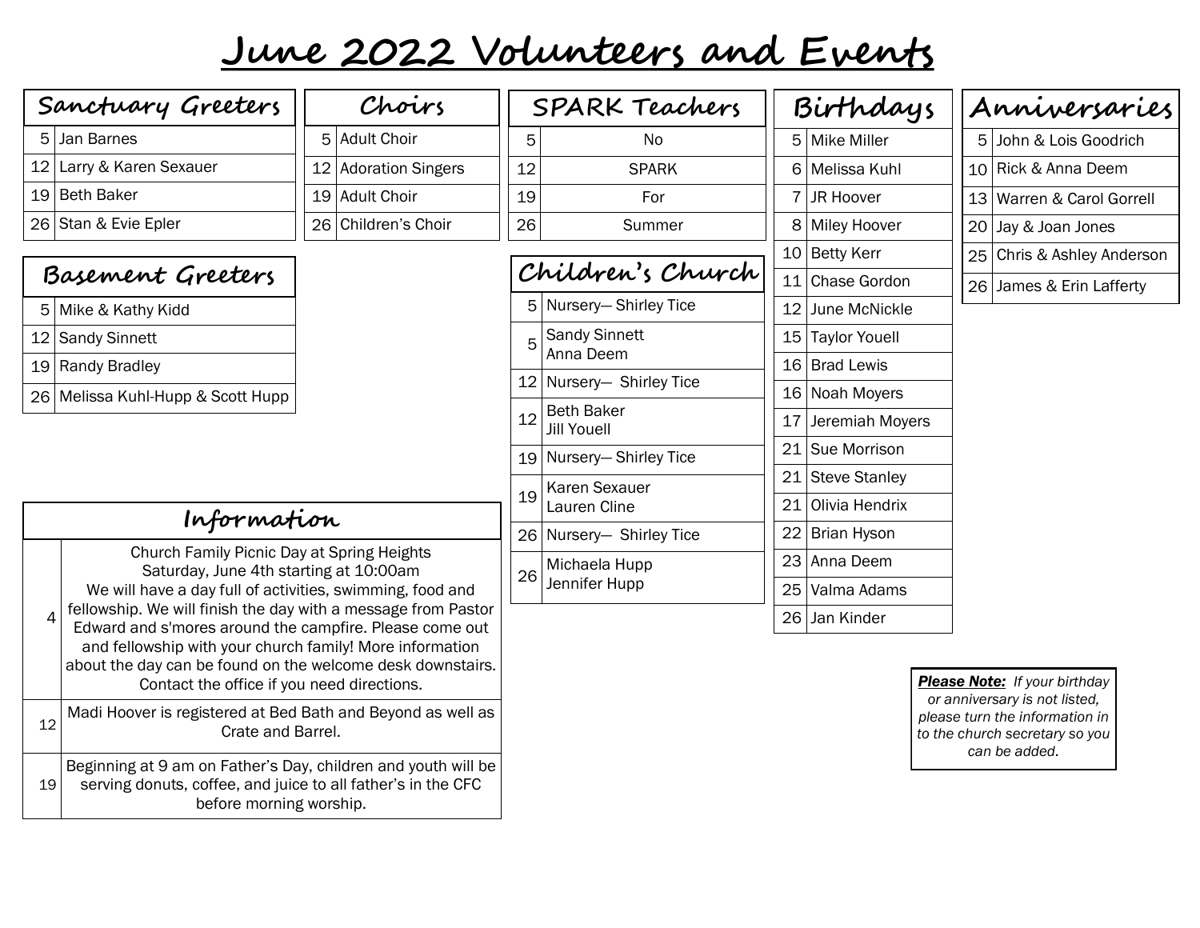# June 2022 Volunteers and Events

## Sanctuary Greeters

| | |
|---|---|
| 5 | Jan Barnes |
| 12 | Larry & Karen Sexauer |
| 19 | Beth Baker |
| 26 | Stan & Evie Epler |

## Basement Greeters

| | |
|---|---|
| 5 | Mike & Kathy Kidd |
| 12 | Sandy Sinnett |
| 19 | Randy Bradley |
| 26 | Melissa Kuhl-Hupp & Scott Hupp |

## Choirs

| | |
|---|---|
| 5 | Adult Choir |
| 12 | Adoration Singers |
| 19 | Adult Choir |
| 26 | Children's Choir |

## SPARK Teachers

| | |
|---|---|
| 5 | No |
| 12 | SPARK |
| 19 | For |
| 26 | Summer |

## Children's Church

| | |
|---|---|
| 5 | Nursery— Shirley Tice |
| 5 | Sandy Sinnett<br>Anna Deem |
| 12 | Nursery— Shirley Tice |
| 12 | Beth Baker<br>Jill Youell |
| 19 | Nursery— Shirley Tice |
| 19 | Karen Sexauer<br>Lauren Cline |
| 26 | Nursery— Shirley Tice |
| 26 | Michaela Hupp<br>Jennifer Hupp |

## Birthdays

| | |
|---|---|
| 5 | Mike Miller |
| 6 | Melissa Kuhl |
| 7 | JR Hoover |
| 8 | Miley Hoover |
| 10 | Betty Kerr |
| 11 | Chase Gordon |
| 12 | June McNickle |
| 15 | Taylor Youell |
| 16 | Brad Lewis |
| 16 | Noah Moyers |
| 17 | Jeremiah Moyers |
| 21 | Sue Morrison |
| 21 | Steve Stanley |
| 21 | Olivia Hendrix |
| 22 | Brian Hyson |
| 23 | Anna Deem |
| 25 | Valma Adams |
| 26 | Jan Kinder |

## Anniversaries

| | |
|---|---|
| 5 | John & Lois Goodrich |
| 10 | Rick & Anna Deem |
| 13 | Warren & Carol Gorrell |
| 20 | Jay & Joan Jones |
| 25 | Chris & Ashley Anderson |
| 26 | James & Erin Lafferty |

***Please Note:*** *If your birthday or anniversary is not listed, please turn the information in to the church secretary so you can be added.*

## Information

| | |
|---|---|
| 4 | Church Family Picnic Day at Spring Heights<br>Saturday, June 4th starting at 10:00am<br>We will have a day full of activities, swimming, food and fellowship. We will finish the day with a message from Pastor Edward and s'mores around the campfire. Please come out and fellowship with your church family! More information about the day can be found on the welcome desk downstairs. Contact the office if you need directions. |
| 12 | Madi Hoover is registered at Bed Bath and Beyond as well as Crate and Barrel. |
| 19 | Beginning at 9 am on Father's Day, children and youth will be serving donuts, coffee, and juice to all father's in the CFC before morning worship. |